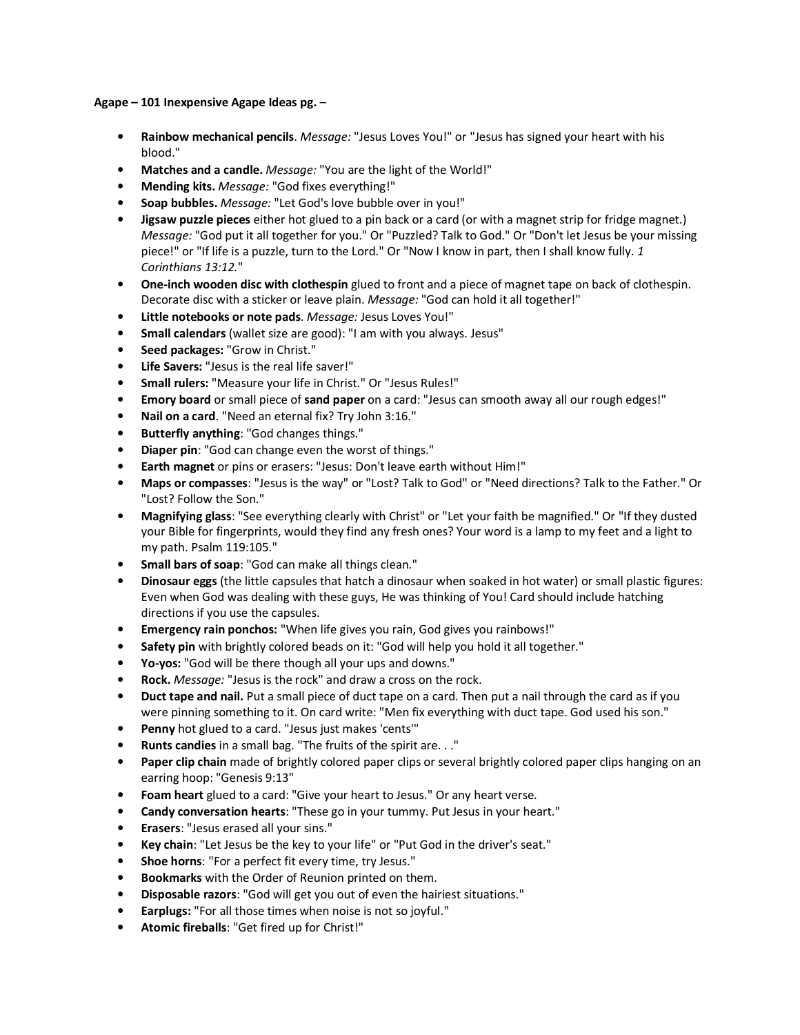**Agape – 101 Inexpensive Agape Ideas pg.** –

- **Rainbow mechanical pencils**. *Message:* "Jesus Loves You!" or "Jesus has signed your heart with his blood."
- **Matches and a candle.** *Message:* "You are the light of the World!"
- **Mending kits.** *Message:* "God fixes everything!"
- **Soap bubbles.** *Message:* "Let God's love bubble over in you!"
- **Jigsaw puzzle pieces** either hot glued to a pin back or a card (or with a magnet strip for fridge magnet.) *Message:* "God put it all together for you." Or "Puzzled? Talk to God." Or "Don't let Jesus be your missing piece!" or "If life is a puzzle, turn to the Lord." Or "Now I know in part, then I shall know fully. *1 Corinthians 13:12.*"
- **One-inch wooden disc with clothespin** glued to front and a piece of magnet tape on back of clothespin. Decorate disc with a sticker or leave plain. *Message:* "God can hold it all together!"
- **Little notebooks or note pads**. *Message:* Jesus Loves You!"
- **Small calendars** (wallet size are good): "I am with you always. Jesus"
- **Seed packages:** "Grow in Christ."
- **Life Savers:** "Jesus is the real life saver!"
- **Small rulers:** "Measure your life in Christ." Or "Jesus Rules!"
- **Emory board** or small piece of **sand paper** on a card: "Jesus can smooth away all our rough edges!"
- **Nail on a card**. "Need an eternal fix? Try John 3:16."
- **Butterfly anything**: "God changes things."
- **Diaper pin**: "God can change even the worst of things."
- **Earth magnet** or pins or erasers: "Jesus: Don't leave earth without Him!"
- **Maps or compasses**: "Jesus is the way" or "Lost? Talk to God" or "Need directions? Talk to the Father." Or "Lost? Follow the Son."
- **Magnifying glass**: "See everything clearly with Christ" or "Let your faith be magnified." Or "If they dusted your Bible for fingerprints, would they find any fresh ones? Your word is a lamp to my feet and a light to my path. Psalm 119:105."
- **Small bars of soap**: "God can make all things clean."
- **Dinosaur eggs** (the little capsules that hatch a dinosaur when soaked in hot water) or small plastic figures: Even when God was dealing with these guys, He was thinking of You! Card should include hatching directions if you use the capsules.
- **Emergency rain ponchos:** "When life gives you rain, God gives you rainbows!"
- **Safety pin** with brightly colored beads on it: "God will help you hold it all together."
- **Yo-yos:** "God will be there though all your ups and downs."
- **Rock.** *Message:* "Jesus is the rock" and draw a cross on the rock.
- **Duct tape and nail.** Put a small piece of duct tape on a card. Then put a nail through the card as if you were pinning something to it. On card write: "Men fix everything with duct tape. God used his son."
- **Penny** hot glued to a card. "Jesus just makes 'cents'"
- **Runts candies** in a small bag. "The fruits of the spirit are. . ."
- **Paper clip chain** made of brightly colored paper clips or several brightly colored paper clips hanging on an earring hoop: "Genesis 9:13"
- **Foam heart** glued to a card: "Give your heart to Jesus." Or any heart verse.
- **Candy conversation hearts**: "These go in your tummy. Put Jesus in your heart."
- **Erasers**: "Jesus erased all your sins."
- **Key chain**: "Let Jesus be the key to your life" or "Put God in the driver's seat."
- **Shoe horns**: "For a perfect fit every time, try Jesus."
- **Bookmarks** with the Order of Reunion printed on them.
- **Disposable razors**: "God will get you out of even the hairiest situations."
- **Earplugs:** "For all those times when noise is not so joyful."
- **Atomic fireballs**: "Get fired up for Christ!"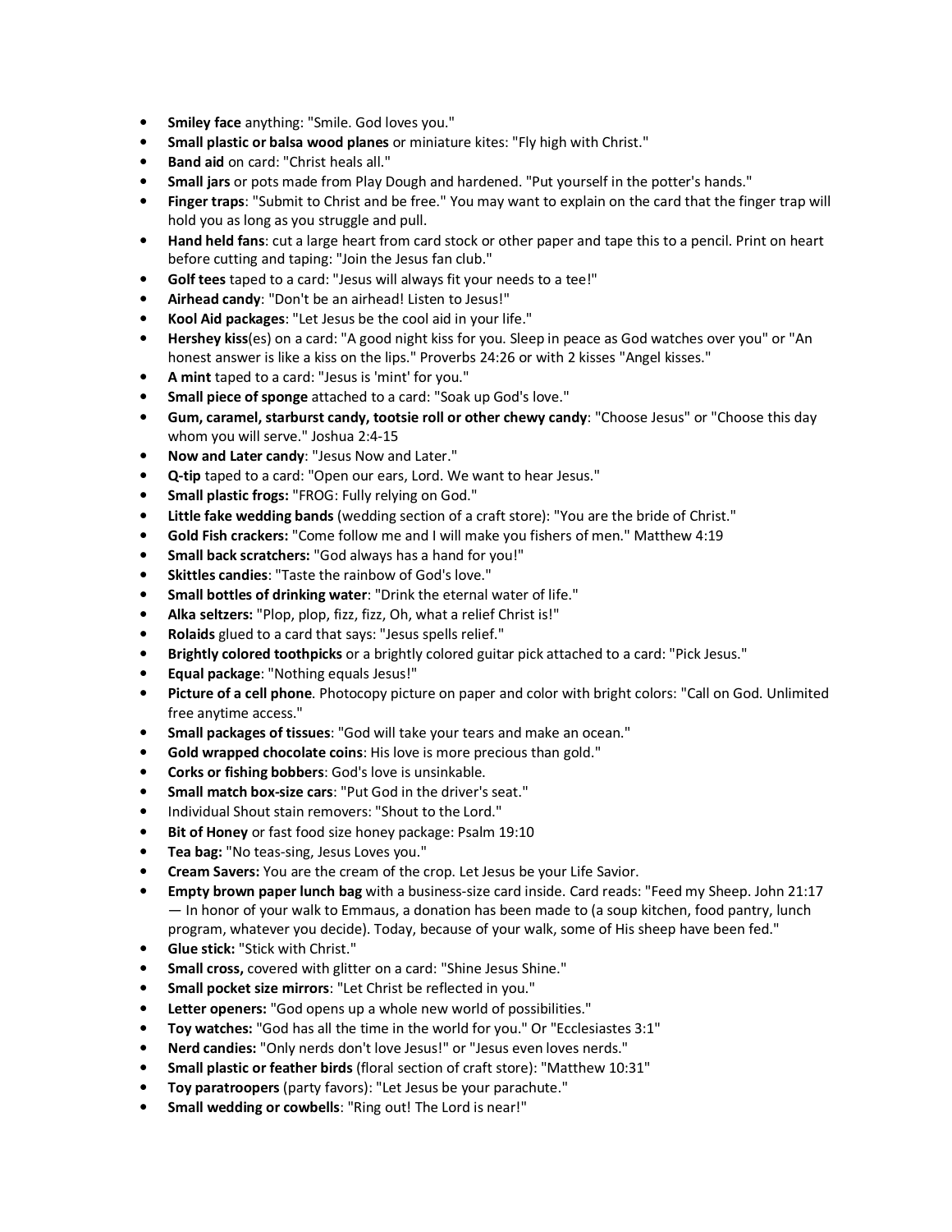- **Smiley face** anything: "Smile. God loves you."
- **Small plastic or balsa wood planes** or miniature kites: "Fly high with Christ."
- **Band aid** on card: "Christ heals all."
- **Small jars** or pots made from Play Dough and hardened. "Put yourself in the potter's hands."
- **Finger traps**: "Submit to Christ and be free." You may want to explain on the card that the finger trap will hold you as long as you struggle and pull.
- **Hand held fans**: cut a large heart from card stock or other paper and tape this to a pencil. Print on heart before cutting and taping: "Join the Jesus fan club."
- **Golf tees** taped to a card: "Jesus will always fit your needs to a tee!"
- **Airhead candy**: "Don't be an airhead! Listen to Jesus!"
- **Kool Aid packages**: "Let Jesus be the cool aid in your life."
- **Hershey kiss**(es) on a card: "A good night kiss for you. Sleep in peace as God watches over you" or "An honest answer is like a kiss on the lips." Proverbs 24:26 or with 2 kisses "Angel kisses."
- **A mint** taped to a card: "Jesus is 'mint' for you."
- **Small piece of sponge** attached to a card: "Soak up God's love."
- **Gum, caramel, starburst candy, tootsie roll or other chewy candy**: "Choose Jesus" or "Choose this day whom you will serve." Joshua 2:4-15
- **Now and Later candy**: "Jesus Now and Later."
- **Q-tip** taped to a card: "Open our ears, Lord. We want to hear Jesus."
- **Small plastic frogs:** "FROG: Fully relying on God."
- **Little fake wedding bands** (wedding section of a craft store): "You are the bride of Christ."
- **Gold Fish crackers:** "Come follow me and I will make you fishers of men." Matthew 4:19
- **Small back scratchers:** "God always has a hand for you!"
- **Skittles candies**: "Taste the rainbow of God's love."
- **Small bottles of drinking water**: "Drink the eternal water of life."
- **Alka seltzers:** "Plop, plop, fizz, fizz, Oh, what a relief Christ is!"
- **Rolaids** glued to a card that says: "Jesus spells relief."
- **Brightly colored toothpicks** or a brightly colored guitar pick attached to a card: "Pick Jesus."
- **Equal package**: "Nothing equals Jesus!"
- **Picture of a cell phone**. Photocopy picture on paper and color with bright colors: "Call on God. Unlimited free anytime access."
- **Small packages of tissues**: "God will take your tears and make an ocean."
- **Gold wrapped chocolate coins**: His love is more precious than gold."
- **Corks or fishing bobbers**: God's love is unsinkable.
- **Small match box-size cars**: "Put God in the driver's seat."
- Individual Shout stain removers: "Shout to the Lord."
- **Bit of Honey** or fast food size honey package: Psalm 19:10
- **Tea bag:** "No teas-sing, Jesus Loves you."
- **Cream Savers:** You are the cream of the crop. Let Jesus be your Life Savior.
- **Empty brown paper lunch bag** with a business-size card inside. Card reads: "Feed my Sheep. John 21:17 — In honor of your walk to Emmaus, a donation has been made to (a soup kitchen, food pantry, lunch program, whatever you decide). Today, because of your walk, some of His sheep have been fed."
- **Glue stick:** "Stick with Christ."
- **Small cross,** covered with glitter on a card: "Shine Jesus Shine."
- **Small pocket size mirrors**: "Let Christ be reflected in you."
- **Letter openers:** "God opens up a whole new world of possibilities."
- **Toy watches:** "God has all the time in the world for you." Or "Ecclesiastes 3:1"
- **Nerd candies:** "Only nerds don't love Jesus!" or "Jesus even loves nerds."
- **Small plastic or feather birds** (floral section of craft store): "Matthew 10:31"
- **Toy paratroopers** (party favors): "Let Jesus be your parachute."
- **Small wedding or cowbells**: "Ring out! The Lord is near!"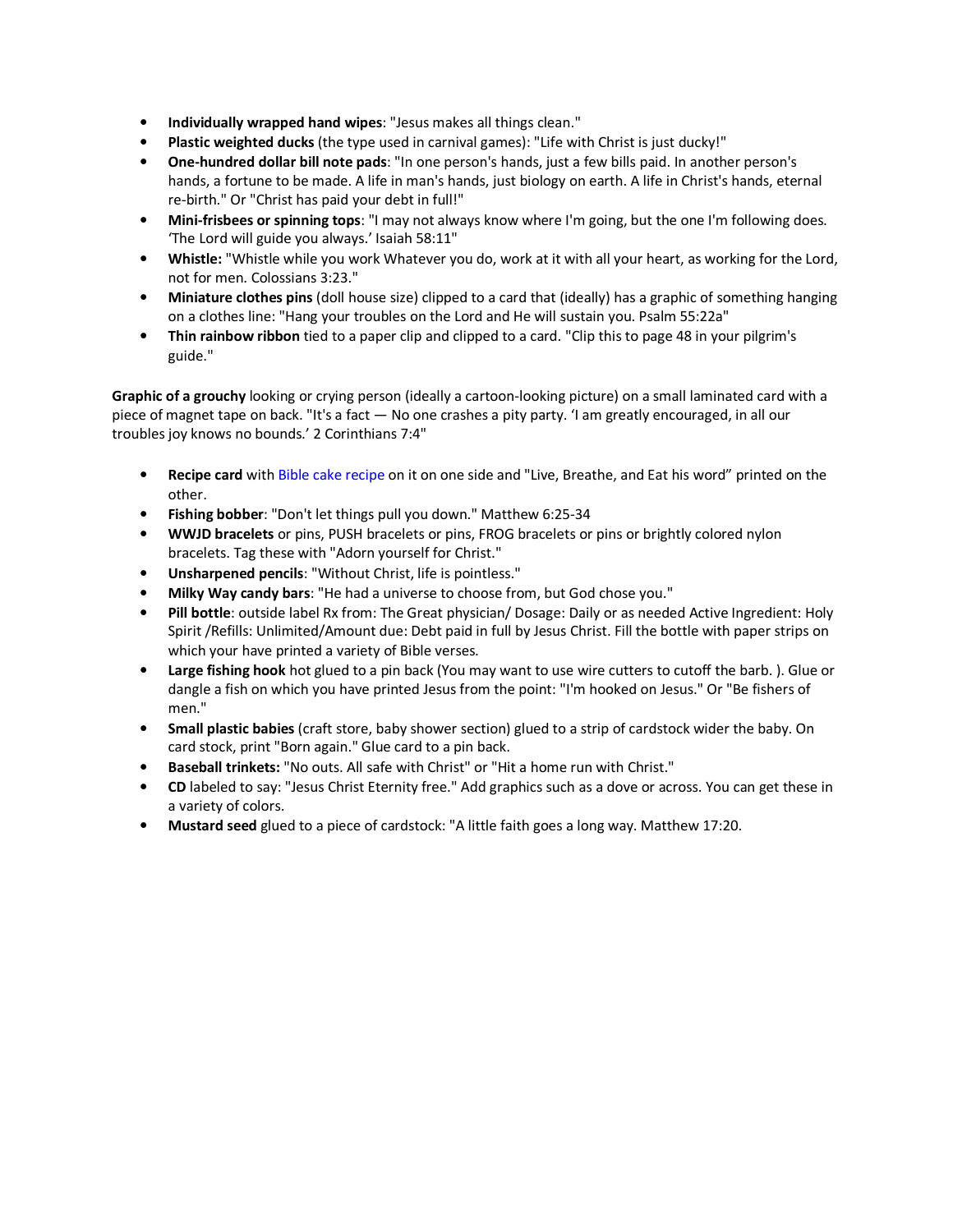- **Individually wrapped hand wipes**: "Jesus makes all things clean."
- **Plastic weighted ducks** (the type used in carnival games): "Life with Christ is just ducky!"
- **One-hundred dollar bill note pads**: "In one person's hands, just a few bills paid. In another person's hands, a fortune to be made. A life in man's hands, just biology on earth. A life in Christ's hands, eternal re-birth." Or "Christ has paid your debt in full!"
- **Mini-frisbees or spinning tops**: "I may not always know where I'm going, but the one I'm following does. 'The Lord will guide you always.' Isaiah 58:11"
- **Whistle:** "Whistle while you work Whatever you do, work at it with all your heart, as working for the Lord, not for men. Colossians 3:23."
- **Miniature clothes pins** (doll house size) clipped to a card that (ideally) has a graphic of something hanging on a clothes line: "Hang your troubles on the Lord and He will sustain you. Psalm 55:22a"
- **Thin rainbow ribbon** tied to a paper clip and clipped to a card. "Clip this to page 48 in your pilgrim's guide."

**Graphic of a grouchy** looking or crying person (ideally a cartoon-looking picture) on a small laminated card with a piece of magnet tape on back. "It's a fact — No one crashes a pity party. 'I am greatly encouraged, in all our troubles joy knows no bounds.' 2 Corinthians 7:4"

- **Recipe card** with Bible cake recipe on it on one side and "Live, Breathe, and Eat his word" printed on the other.
- **Fishing bobber**: "Don't let things pull you down." Matthew 6:25-34
- **WWJD bracelets** or pins, PUSH bracelets or pins, FROG bracelets or pins or brightly colored nylon bracelets. Tag these with "Adorn yourself for Christ."
- **Unsharpened pencils**: "Without Christ, life is pointless."
- **Milky Way candy bars**: "He had a universe to choose from, but God chose you."
- **Pill bottle**: outside label Rx from: The Great physician/ Dosage: Daily or as needed Active Ingredient: Holy Spirit /Refills: Unlimited/Amount due: Debt paid in full by Jesus Christ. Fill the bottle with paper strips on which your have printed a variety of Bible verses.
- **Large fishing hook** hot glued to a pin back (You may want to use wire cutters to cutoff the barb. ). Glue or dangle a fish on which you have printed Jesus from the point: "I'm hooked on Jesus." Or "Be fishers of men."
- **Small plastic babies** (craft store, baby shower section) glued to a strip of cardstock wider the baby. On card stock, print "Born again." Glue card to a pin back.
- **Baseball trinkets:** "No outs. All safe with Christ" or "Hit a home run with Christ."
- **CD** labeled to say: "Jesus Christ Eternity free." Add graphics such as a dove or across. You can get these in a variety of colors.
- **Mustard seed** glued to a piece of cardstock: "A little faith goes a long way. Matthew 17:20.